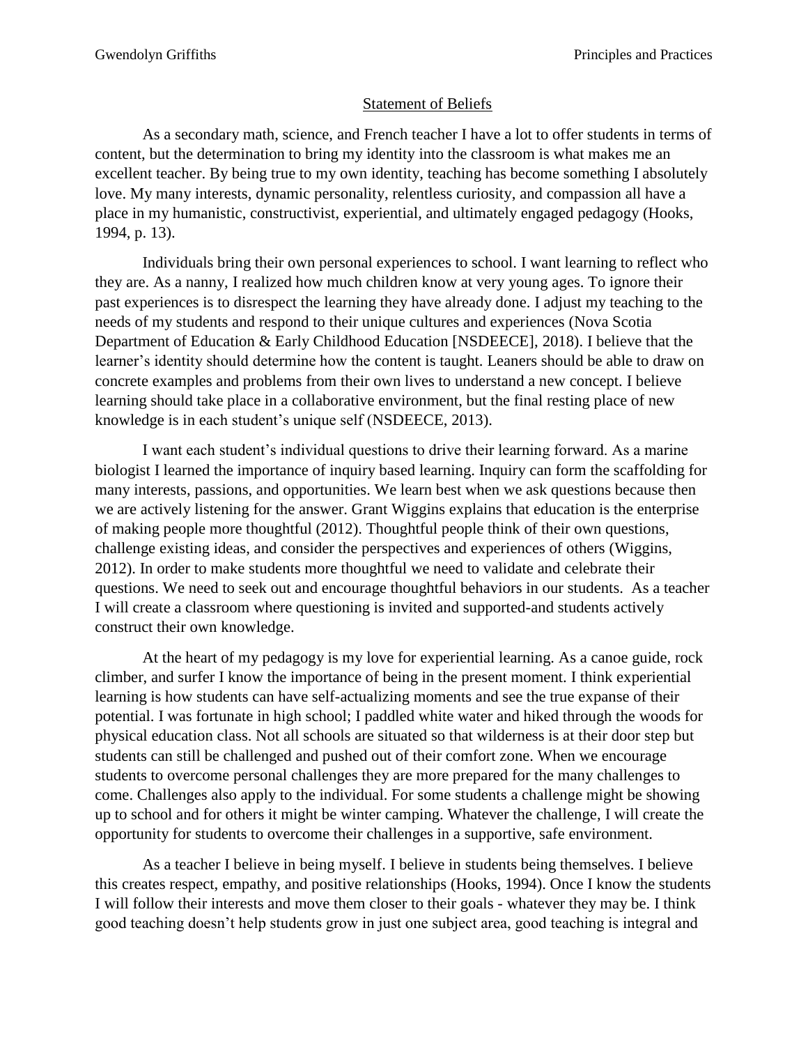Statement of Beliefs

As a secondary math, science, and French teacher I have a lot to offer students in terms of content, but the determination to bring my identity into the classroom is what makes me an excellent teacher. By being true to my own identity, teaching has become something I absolutely love. My many interests, dynamic personality, relentless curiosity, and compassion all have a place in my humanistic, constructivist, experiential, and ultimately engaged pedagogy (Hooks, 1994, p. 13).

Individuals bring their own personal experiences to school. I want learning to reflect who they are. As a nanny, I realized how much children know at very young ages. To ignore their past experiences is to disrespect the learning they have already done. I adjust my teaching to the needs of my students and respond to their unique cultures and experiences (Nova Scotia Department of Education & Early Childhood Education [NSDEECE], 2018). I believe that the learner's identity should determine how the content is taught. Leaners should be able to draw on concrete examples and problems from their own lives to understand a new concept. I believe learning should take place in a collaborative environment, but the final resting place of new knowledge is in each student's unique self (NSDEECE, 2013).

I want each student's individual questions to drive their learning forward. As a marine biologist I learned the importance of inquiry based learning. Inquiry can form the scaffolding for many interests, passions, and opportunities. We learn best when we ask questions because then we are actively listening for the answer. Grant Wiggins explains that education is the enterprise of making people more thoughtful (2012). Thoughtful people think of their own questions, challenge existing ideas, and consider the perspectives and experiences of others (Wiggins, 2012). In order to make students more thoughtful we need to validate and celebrate their questions. We need to seek out and encourage thoughtful behaviors in our students. As a teacher I will create a classroom where questioning is invited and supported-and students actively construct their own knowledge.

At the heart of my pedagogy is my love for experiential learning. As a canoe guide, rock climber, and surfer I know the importance of being in the present moment. I think experiential learning is how students can have self-actualizing moments and see the true expanse of their potential. I was fortunate in high school; I paddled white water and hiked through the woods for physical education class. Not all schools are situated so that wilderness is at their door step but students can still be challenged and pushed out of their comfort zone. When we encourage students to overcome personal challenges they are more prepared for the many challenges to come. Challenges also apply to the individual. For some students a challenge might be showing up to school and for others it might be winter camping. Whatever the challenge, I will create the opportunity for students to overcome their challenges in a supportive, safe environment.

As a teacher I believe in being myself. I believe in students being themselves. I believe this creates respect, empathy, and positive relationships (Hooks, 1994). Once I know the students I will follow their interests and move them closer to their goals - whatever they may be. I think good teaching doesn't help students grow in just one subject area, good teaching is integral and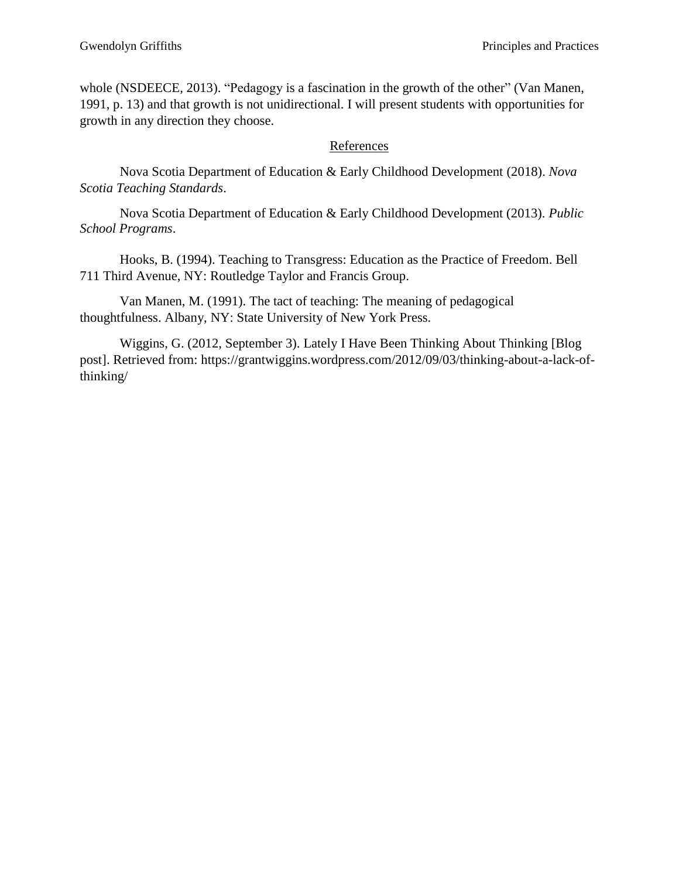whole (NSDEECE, 2013). "Pedagogy is a fascination in the growth of the other" (Van Manen, 1991, p. 13) and that growth is not unidirectional. I will present students with opportunities for growth in any direction they choose.

## References

Nova Scotia Department of Education & Early Childhood Development (2018). *Nova Scotia Teaching Standards*.

Nova Scotia Department of Education & Early Childhood Development (2013). *Public School Programs*.

Hooks, B. (1994). Teaching to Transgress: Education as the Practice of Freedom. Bell 711 Third Avenue, NY: Routledge Taylor and Francis Group.

Van Manen, M. (1991). The tact of teaching: The meaning of pedagogical thoughtfulness. Albany, NY: State University of New York Press.

Wiggins, G. (2012, September 3). Lately I Have Been Thinking About Thinking [Blog post]. Retrieved from: https://grantwiggins.wordpress.com/2012/09/03/thinking-about-a-lack-of-thinking/